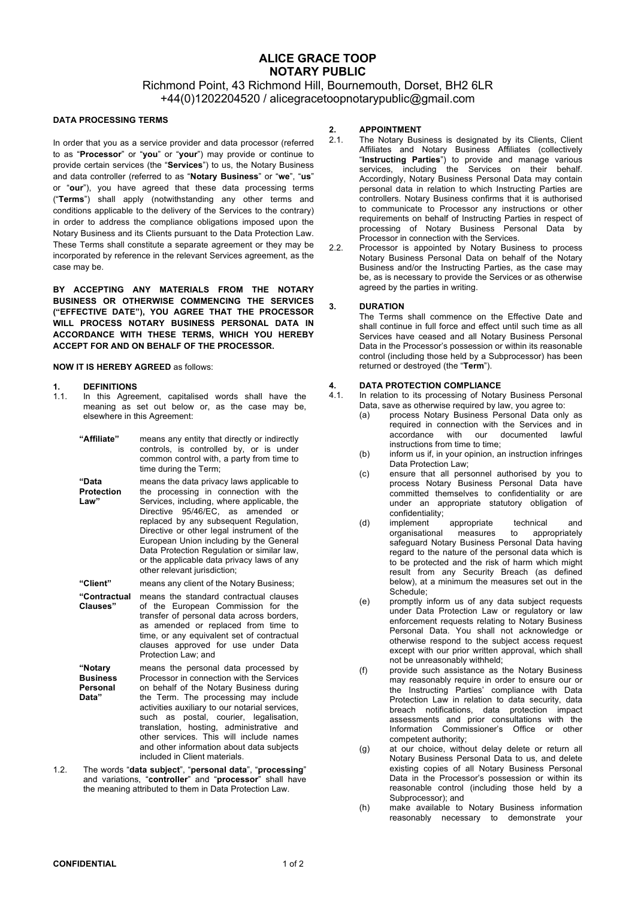# ALICE GRACE TOOP
# NOTARY PUBLIC

Richmond Point, 43 Richmond Hill, Bournemouth, Dorset, BH2 6LR
+44(0)1202204520 / alicegracetoopnotarypublic@gmail.com

**DATA PROCESSING TERMS**

In order that you as a service provider and data processor (referred to as "**Processor**" or "**you**" or "**your**") may provide or continue to provide certain services (the "**Services**") to us, the Notary Business and data controller (referred to as "**Notary Business**" or "**we**", "**us**" or "**our**"), you have agreed that these data processing terms ("**Terms**") shall apply (notwithstanding any other terms and conditions applicable to the delivery of the Services to the contrary) in order to address the compliance obligations imposed upon the Notary Business and its Clients pursuant to the Data Protection Law. These Terms shall constitute a separate agreement or they may be incorporated by reference in the relevant Services agreement, as the case may be.

**BY ACCEPTING ANY MATERIALS FROM THE NOTARY BUSINESS OR OTHERWISE COMMENCING THE SERVICES ("EFFECTIVE DATE"), YOU AGREE THAT THE PROCESSOR WILL PROCESS NOTARY BUSINESS PERSONAL DATA IN ACCORDANCE WITH THESE TERMS, WHICH YOU HEREBY ACCEPT FOR AND ON BEHALF OF THE PROCESSOR.**

**NOW IT IS HEREBY AGREED** as follows:

**1. DEFINITIONS**

1.1. In this Agreement, capitalised words shall have the meaning as set out below or, as the case may be, elsewhere in this Agreement:

| | |
|---|---|
| **"Affiliate"** | means any entity that directly or indirectly controls, is controlled by, or is under common control with, a party from time to time during the Term; |
| **"Data Protection Law"** | means the data privacy laws applicable to the processing in connection with the Services, including, where applicable, the Directive 95/46/EC, as amended or replaced by any subsequent Regulation, Directive or other legal instrument of the European Union including by the General Data Protection Regulation or similar law, or the applicable data privacy laws of any other relevant jurisdiction; |
| **"Client"** | means any client of the Notary Business; |
| **"Contractual Clauses"** | means the standard contractual clauses of the European Commission for the transfer of personal data across borders, as amended or replaced from time to time, or any equivalent set of contractual clauses approved for use under Data Protection Law; and |
| **"Notary Business Personal Data"** | means the personal data processed by Processor in connection with the Services on behalf of the Notary Business during the Term. The processing may include activities auxiliary to our notarial services, such as postal, courier, legalisation, translation, hosting, administrative and other services. This will include names and other information about data subjects included in Client materials. |

1.2. The words "**data subject**", "**personal data**", "**processing**" and variations, "**controller**" and "**processor**" shall have the meaning attributed to them in Data Protection Law.

**2. APPOINTMENT**

2.1. The Notary Business is designated by its Clients, Client Affiliates and Notary Business Affiliates (collectively "**Instructing Parties**") to provide and manage various services, including the Services on their behalf. Accordingly, Notary Business Personal Data may contain personal data in relation to which Instructing Parties are controllers. Notary Business confirms that it is authorised to communicate to Processor any instructions or other requirements on behalf of Instructing Parties in respect of processing of Notary Business Personal Data by Processor in connection with the Services.

2.2. Processor is appointed by Notary Business to process Notary Business Personal Data on behalf of the Notary Business and/or the Instructing Parties, as the case may be, as is necessary to provide the Services or as otherwise agreed by the parties in writing.

**3. DURATION**

The Terms shall commence on the Effective Date and shall continue in full force and effect until such time as all Services have ceased and all Notary Business Personal Data in the Processor's possession or within its reasonable control (including those held by a Subprocessor) has been returned or destroyed (the "**Term**").

**4. DATA PROTECTION COMPLIANCE**

4.1. In relation to its processing of Notary Business Personal Data, save as otherwise required by law, you agree to:

(a) process Notary Business Personal Data only as required in connection with the Services and in accordance with our documented lawful instructions from time to time;

(b) inform us if, in your opinion, an instruction infringes Data Protection Law;

(c) ensure that all personnel authorised by you to process Notary Business Personal Data have committed themselves to confidentiality or are under an appropriate statutory obligation of confidentiality;

(d) implement appropriate technical and organisational measures to appropriately safeguard Notary Business Personal Data having regard to the nature of the personal data which is to be protected and the risk of harm which might result from any Security Breach (as defined below), at a minimum the measures set out in the Schedule;

(e) promptly inform us of any data subject requests under Data Protection Law or regulatory or law enforcement requests relating to Notary Business Personal Data. You shall not acknowledge or otherwise respond to the subject access request except with our prior written approval, which shall not be unreasonably withheld;

(f) provide such assistance as the Notary Business may reasonably require in order to ensure our or the Instructing Parties' compliance with Data Protection Law in relation to data security, data breach notifications, data protection impact assessments and prior consultations with the Information Commissioner's Office or other competent authority;

(g) at our choice, without delay delete or return all Notary Business Personal Data to us, and delete existing copies of all Notary Business Personal Data in the Processor's possession or within its reasonable control (including those held by a Subprocessor); and

(h) make available to Notary Business information reasonably necessary to demonstrate your

**CONFIDENTIAL**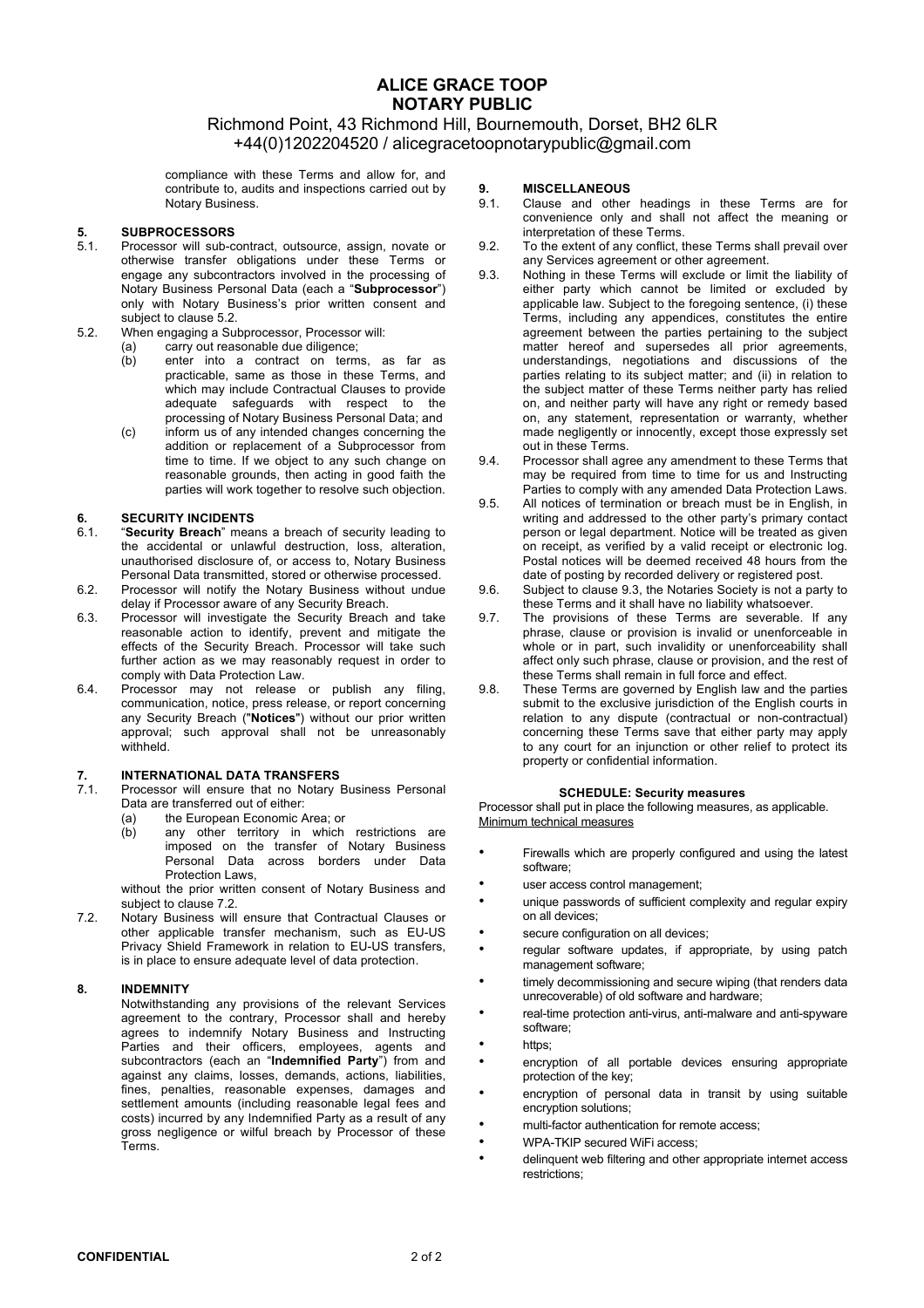# ALICE GRACE TOOP
# NOTARY PUBLIC

Richmond Point, 43 Richmond Hill, Bournemouth, Dorset, BH2 6LR
+44(0)1202204520 / alicegracetoopnotarypublic@gmail.com

compliance with these Terms and allow for, and contribute to, audits and inspections carried out by Notary Business.

## 5. SUBPROCESSORS

5.1. Processor will sub-contract, outsource, assign, novate or otherwise transfer obligations under these Terms or engage any subcontractors involved in the processing of Notary Business Personal Data (each a "**Subprocessor**") only with Notary Business's prior written consent and subject to clause 5.2.

5.2. When engaging a Subprocessor, Processor will:

(a) carry out reasonable due diligence;

(b) enter into a contract on terms, as far as practicable, same as those in these Terms, and which may include Contractual Clauses to provide adequate safeguards with respect to the processing of Notary Business Personal Data; and

(c) inform us of any intended changes concerning the addition or replacement of a Subprocessor from time to time. If we object to any such change on reasonable grounds, then acting in good faith the parties will work together to resolve such objection.

## 6. SECURITY INCIDENTS

6.1. "**Security Breach**" means a breach of security leading to the accidental or unlawful destruction, loss, alteration, unauthorised disclosure of, or access to, Notary Business Personal Data transmitted, stored or otherwise processed.

6.2. Processor will notify the Notary Business without undue delay if Processor aware of any Security Breach.

6.3. Processor will investigate the Security Breach and take reasonable action to identify, prevent and mitigate the effects of the Security Breach. Processor will take such further action as we may reasonably request in order to comply with Data Protection Law.

6.4. Processor may not release or publish any filing, communication, notice, press release, or report concerning any Security Breach ("**Notices**") without our prior written approval; such approval shall not be unreasonably withheld.

## 7. INTERNATIONAL DATA TRANSFERS

7.1. Processor will ensure that no Notary Business Personal Data are transferred out of either:

(a) the European Economic Area; or

(b) any other territory in which restrictions are imposed on the transfer of Notary Business Personal Data across borders under Data Protection Laws,

without the prior written consent of Notary Business and subject to clause 7.2.

7.2. Notary Business will ensure that Contractual Clauses or other applicable transfer mechanism, such as EU-US Privacy Shield Framework in relation to EU-US transfers, is in place to ensure adequate level of data protection.

## 8. INDEMNITY

Notwithstanding any provisions of the relevant Services agreement to the contrary, Processor shall and hereby agrees to indemnify Notary Business and Instructing Parties and their officers, employees, agents and subcontractors (each an "**Indemnified Party**") from and against any claims, losses, demands, actions, liabilities, fines, penalties, reasonable expenses, damages and settlement amounts (including reasonable legal fees and costs) incurred by any Indemnified Party as a result of any gross negligence or wilful breach by Processor of these Terms.

## 9. MISCELLANEOUS

9.1. Clause and other headings in these Terms are for convenience only and shall not affect the meaning or interpretation of these Terms.

9.2. To the extent of any conflict, these Terms shall prevail over any Services agreement or other agreement.

9.3. Nothing in these Terms will exclude or limit the liability of either party which cannot be limited or excluded by applicable law. Subject to the foregoing sentence, (i) these Terms, including any appendices, constitutes the entire agreement between the parties pertaining to the subject matter hereof and supersedes all prior agreements, understandings, negotiations and discussions of the parties relating to its subject matter; and (ii) in relation to the subject matter of these Terms neither party has relied on, and neither party will have any right or remedy based on, any statement, representation or warranty, whether made negligently or innocently, except those expressly set out in these Terms.

9.4. Processor shall agree any amendment to these Terms that may be required from time to time for us and Instructing Parties to comply with any amended Data Protection Laws.

9.5. All notices of termination or breach must be in English, in writing and addressed to the other party's primary contact person or legal department. Notice will be treated as given on receipt, as verified by a valid receipt or electronic log. Postal notices will be deemed received 48 hours from the date of posting by recorded delivery or registered post.

9.6. Subject to clause 9.3, the Notaries Society is not a party to these Terms and it shall have no liability whatsoever.

9.7. The provisions of these Terms are severable. If any phrase, clause or provision is invalid or unenforceable in whole or in part, such invalidity or unenforceability shall affect only such phrase, clause or provision, and the rest of these Terms shall remain in full force and effect.

9.8. These Terms are governed by English law and the parties submit to the exclusive jurisdiction of the English courts in relation to any dispute (contractual or non-contractual) concerning these Terms save that either party may apply to any court for an injunction or other relief to protect its property or confidential information.

### SCHEDULE: Security measures

Processor shall put in place the following measures, as applicable.

Minimum technical measures

- Firewalls which are properly configured and using the latest software;
- user access control management;
- unique passwords of sufficient complexity and regular expiry on all devices;
- secure configuration on all devices;
- regular software updates, if appropriate, by using patch management software;
- timely decommissioning and secure wiping (that renders data unrecoverable) of old software and hardware;
- real-time protection anti-virus, anti-malware and anti-spyware software;
- https;
- encryption of all portable devices ensuring appropriate protection of the key;
- encryption of personal data in transit by using suitable encryption solutions;
- multi-factor authentication for remote access;
- WPA-TKIP secured WiFi access;
- delinquent web filtering and other appropriate internet access restrictions;

CONFIDENTIAL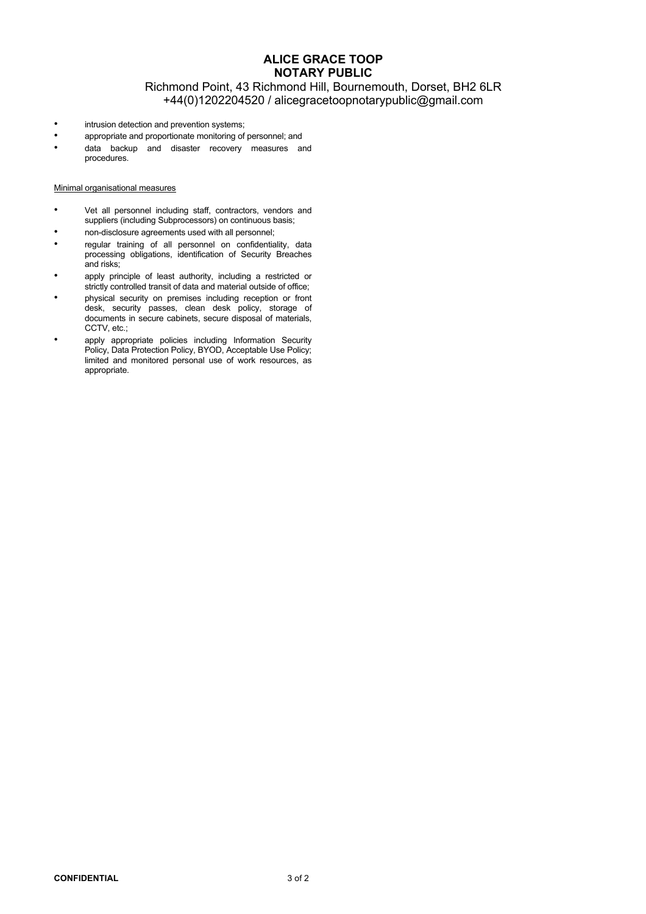- intrusion detection and prevention systems;
- appropriate and proportionate monitoring of personnel; and
- data backup and disaster recovery measures and procedures.

Minimal organisational measures

- Vet all personnel including staff, contractors, vendors and suppliers (including Subprocessors) on continuous basis;
- non-disclosure agreements used with all personnel;
- regular training of all personnel on confidentiality, data processing obligations, identification of Security Breaches and risks;
- apply principle of least authority, including a restricted or strictly controlled transit of data and material outside of office;
- physical security on premises including reception or front desk, security passes, clean desk policy, storage of documents in secure cabinets, secure disposal of materials, CCTV, etc.;
- apply appropriate policies including Information Security Policy, Data Protection Policy, BYOD, Acceptable Use Policy; limited and monitored personal use of work resources, as appropriate.